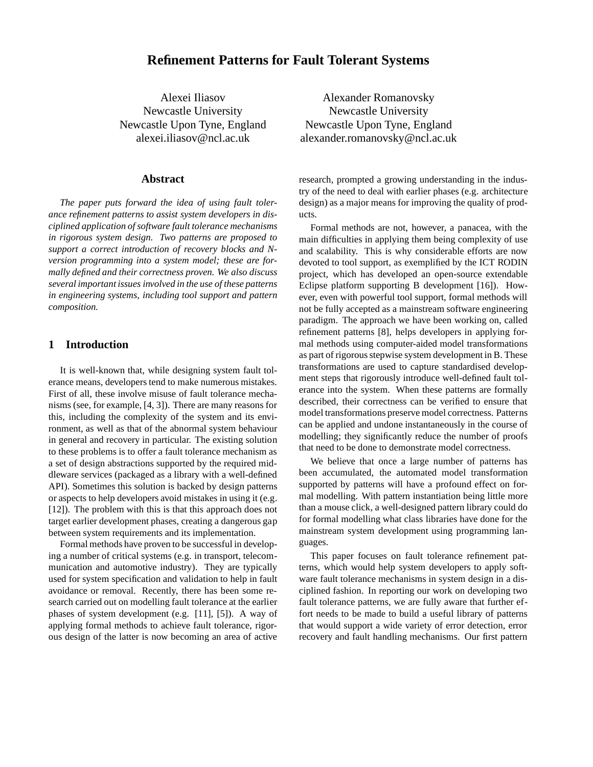# Refinement Patterns for Fault Tolerant Systems

Alexei Iliasov
Newcastle University
Newcastle Upon Tyne, England
alexei.iliasov@ncl.ac.uk

Alexander Romanovsky
Newcastle University
Newcastle Upon Tyne, England
alexander.romanovsky@ncl.ac.uk

## Abstract

*The paper puts forward the idea of using fault tolerance refinement patterns to assist system developers in disciplined application of software fault tolerance mechanisms in rigorous system design. Two patterns are proposed to support a correct introduction of recovery blocks and N-version programming into a system model; these are formally defined and their correctness proven. We also discuss several important issues involved in the use of these patterns in engineering systems, including tool support and pattern composition.*

## 1 Introduction

It is well-known that, while designing system fault tolerance means, developers tend to make numerous mistakes. First of all, these involve misuse of fault tolerance mechanisms (see, for example, [4, 3]). There are many reasons for this, including the complexity of the system and its environment, as well as that of the abnormal system behaviour in general and recovery in particular. The existing solution to these problems is to offer a fault tolerance mechanism as a set of design abstractions supported by the required middleware services (packaged as a library with a well-defined API). Sometimes this solution is backed by design patterns or aspects to help developers avoid mistakes in using it (e.g. [12]). The problem with this is that this approach does not target earlier development phases, creating a dangerous gap between system requirements and its implementation.

Formal methods have proven to be successful in developing a number of critical systems (e.g. in transport, telecommunication and automotive industry). They are typically used for system specification and validation to help in fault avoidance or removal. Recently, there has been some research carried out on modelling fault tolerance at the earlier phases of system development (e.g. [11], [5]). A way of applying formal methods to achieve fault tolerance, rigorous design of the latter is now becoming an area of active research, prompted a growing understanding in the industry of the need to deal with earlier phases (e.g. architecture design) as a major means for improving the quality of products.

Formal methods are not, however, a panacea, with the main difficulties in applying them being complexity of use and scalability. This is why considerable efforts are now devoted to tool support, as exemplified by the ICT RODIN project, which has developed an open-source extendable Eclipse platform supporting B development [16]). However, even with powerful tool support, formal methods will not be fully accepted as a mainstream software engineering paradigm. The approach we have been working on, called refinement patterns [8], helps developers in applying formal methods using computer-aided model transformations as part of rigorous stepwise system development in B. These transformations are used to capture standardised development steps that rigorously introduce well-defined fault tolerance into the system. When these patterns are formally described, their correctness can be verified to ensure that model transformations preserve model correctness. Patterns can be applied and undone instantaneously in the course of modelling; they significantly reduce the number of proofs that need to be done to demonstrate model correctness.

We believe that once a large number of patterns has been accumulated, the automated model transformation supported by patterns will have a profound effect on formal modelling. With pattern instantiation being little more than a mouse click, a well-designed pattern library could do for formal modelling what class libraries have done for the mainstream system development using programming languages.

This paper focuses on fault tolerance refinement patterns, which would help system developers to apply software fault tolerance mechanisms in system design in a disciplined fashion. In reporting our work on developing two fault tolerance patterns, we are fully aware that further effort needs to be made to build a useful library of patterns that would support a wide variety of error detection, error recovery and fault handling mechanisms. Our first pattern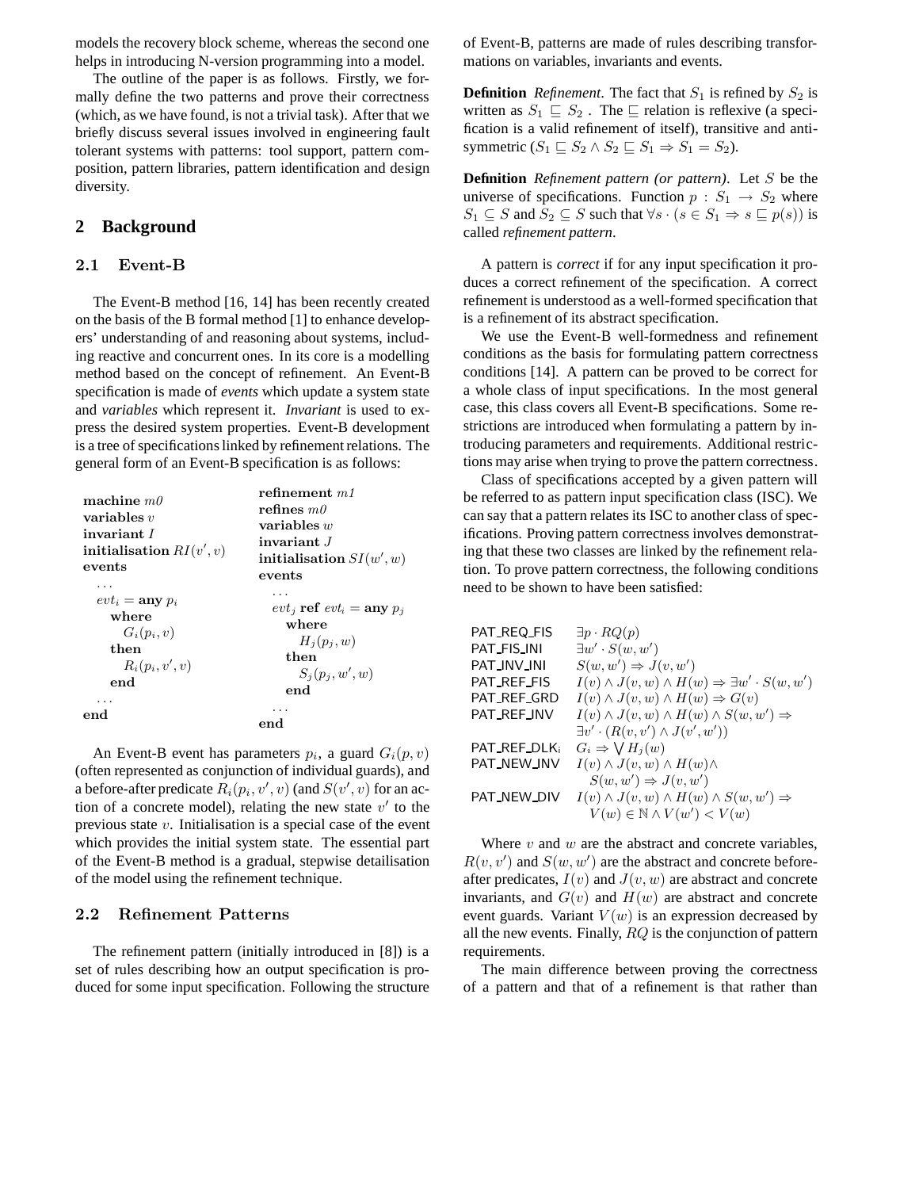models the recovery block scheme, whereas the second one helps in introducing N-version programming into a model.

The outline of the paper is as follows. Firstly, we formally define the two patterns and prove their correctness (which, as we have found, is not a trivial task). After that we briefly discuss several issues involved in engineering fault tolerant systems with patterns: tool support, pattern composition, pattern libraries, pattern identification and design diversity.

## 2 Background

### 2.1 Event-B

The Event-B method [16, 14] has been recently created on the basis of the B formal method [1] to enhance developers' understanding of and reasoning about systems, including reactive and concurrent ones. In its core is a modelling method based on the concept of refinement. An Event-B specification is made of *events* which update a system state and *variables* which represent it. *Invariant* is used to express the desired system properties. Event-B development is a tree of specifications linked by refinement relations. The general form of an Event-B specification is as follows:

$$
\begin{array}{l}
\textbf{machine } \mathit{m0} \\
\textbf{variables } v \\
\textbf{invariant } I \\
\textbf{initialisation } RI(v', v) \\
\textbf{events} \\
\quad \ldots \\
\quad evt_i = \textbf{any } p_i \\
\qquad \textbf{where} \\
\qquad\quad G_i(p_i, v) \\
\qquad \textbf{then} \\
\qquad\quad R_i(p_i, v', v) \\
\qquad \textbf{end} \\
\quad \ldots \\
\textbf{end}
\end{array}
\qquad
\begin{array}{l}
\textbf{refinement } \mathit{m1} \\
\textbf{refines } \mathit{m0} \\
\textbf{variables } w \\
\textbf{invariant } J \\
\textbf{initialisation } SI(w', w) \\
\textbf{events} \\
\quad \ldots \\
\quad evt_j \textbf{ ref } evt_i = \textbf{any } p_j \\
\qquad \textbf{where} \\
\qquad\quad H_j(p_j, w) \\
\qquad \textbf{then} \\
\qquad\quad S_j(p_j, w', w) \\
\qquad \textbf{end} \\
\quad \ldots \\
\textbf{end}
\end{array}
$$

An Event-B event has parameters $p_i$, a guard $G_i(p, v)$ (often represented as conjunction of individual guards), and a before-after predicate $R_i(p_i, v', v)$ (and $S(v', v)$ for an action of a concrete model), relating the new state $v'$ to the previous state $v$. Initialisation is a special case of the event which provides the initial system state. The essential part of the Event-B method is a gradual, stepwise detailisation of the model using the refinement technique.

### 2.2 Refinement Patterns

The refinement pattern (initially introduced in [8]) is a set of rules describing how an output specification is produced for some input specification. Following the structure of Event-B, patterns are made of rules describing transformations on variables, invariants and events.

**Definition** *Refinement*. The fact that $S_1$ is refined by $S_2$ is written as $S_1 \sqsubseteq S_2$ . The $\sqsubseteq$ relation is reflexive (a specification is a valid refinement of itself), transitive and antisymmetric ($S_1 \sqsubseteq S_2 \wedge S_2 \sqsubseteq S_1 \Rightarrow S_1 = S_2$).

**Definition** *Refinement pattern (or pattern)*. Let $S$ be the universe of specifications. Function $p : S_1 \rightarrow S_2$ where $S_1 \subseteq S$ and $S_2 \subseteq S$ such that $\forall s \cdot (s \in S_1 \Rightarrow s \sqsubseteq p(s))$ is called *refinement pattern*.

A pattern is *correct* if for any input specification it produces a correct refinement of the specification. A correct refinement is understood as a well-formed specification that is a refinement of its abstract specification.

We use the Event-B well-formedness and refinement conditions as the basis for formulating pattern correctness conditions [14]. A pattern can be proved to be correct for a whole class of input specifications. In the most general case, this class covers all Event-B specifications. Some restrictions are introduced when formulating a pattern by introducing parameters and requirements. Additional restrictions may arise when trying to prove the pattern correctness.

Class of specifications accepted by a given pattern will be referred to as pattern input specification class (ISC). We can say that a pattern relates its ISC to another class of specifications. Proving pattern correctness involves demonstrating that these two classes are linked by the refinement relation. To prove pattern correctness, the following conditions need to be shown to have been satisfied:

| | |
|---|---|
| PAT_REQ_FIS | $\exists p \cdot RQ(p)$ |
| PAT_FIS_INI | $\exists w' \cdot S(w, w')$ |
| PAT_INV_INI | $S(w, w') \Rightarrow J(v, w')$ |
| PAT_REF_FIS | $I(v) \wedge J(v, w) \wedge H(w) \Rightarrow \exists w' \cdot S(w, w')$ |
| PAT_REF_GRD | $I(v) \wedge J(v, w) \wedge H(w) \Rightarrow G(v)$ |
| PAT_REF_INV | $I(v) \wedge J(v, w) \wedge H(w) \wedge S(w, w') \Rightarrow \exists v' \cdot (R(v, v') \wedge J(v', w'))$ |
| PAT_REF_DLK$_i$ | $G_i \Rightarrow \bigvee H_j(w)$ |
| PAT_NEW_INV | $I(v) \wedge J(v, w) \wedge H(w) \wedge S(w, w') \Rightarrow J(v, w')$ |
| PAT_NEW_DIV | $I(v) \wedge J(v, w) \wedge H(w) \wedge S(w, w') \Rightarrow V(w) \in \mathbb{N} \wedge V(w') < V(w)$ |

Where $v$ and $w$ are the abstract and concrete variables, $R(v, v')$ and $S(w, w')$ are the abstract and concrete before-after predicates, $I(v)$ and $J(v, w)$ are abstract and concrete invariants, and $G(v)$ and $H(w)$ are abstract and concrete event guards. Variant $V(w)$ is an expression decreased by all the new events. Finally, $RQ$ is the conjunction of pattern requirements.

The main difference between proving the correctness of a pattern and that of a refinement is that rather than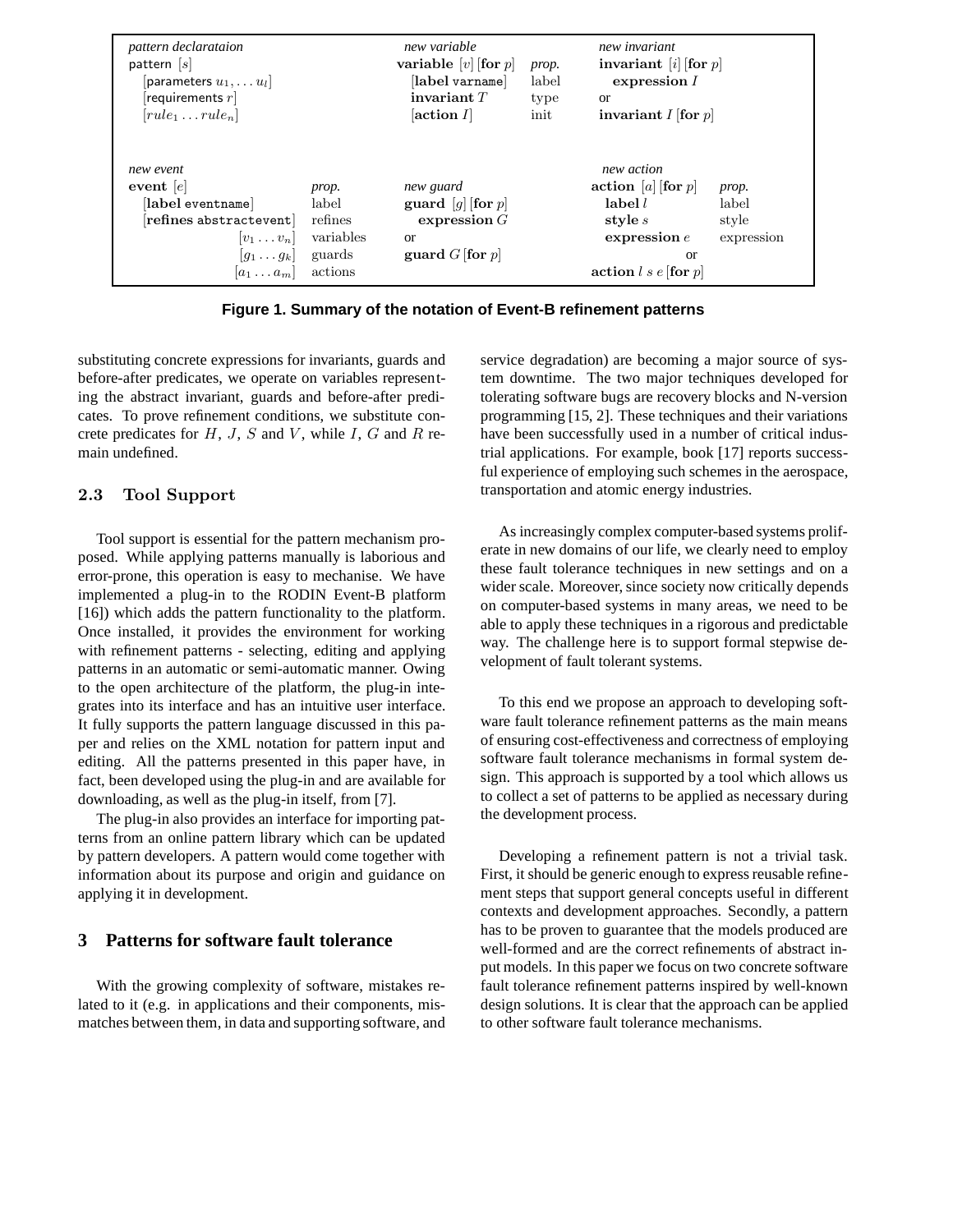| *pattern declarataion* | | *new variable* | | *new invariant* | |
|---|---|---|---|---|---|
| pattern $[s]$ | | **variable** $[v]$ [**for** $p$] | *prop.* | **invariant** $[i]$ [**for** $p$] | |
| [parameters $u_1, \ldots u_l$] | | [**label** varname] | label | **expression** $I$ | |
| [requirements $r$] | | **invariant** $T$ | type | or | |
| $[rule_1 \ldots rule_n]$ | | [**action** $I$] | init | **invariant** $I$ [**for** $p$] | |
| | | | | | |
| *new event* | | | | *new action* | |
| **event** $[e]$ | *prop.* | *new guard* | | **action** $[a]$ [**for** $p$] | *prop.* |
| [**label** eventname] | label | **guard** $[g]$ [**for** $p$] | | **label** $l$ | label |
| [**refines** abstractevent] | refines | **expression** $G$ | | **style** $s$ | style |
| $[v_1 \ldots v_n]$ | variables | or | | **expression** $e$ | expression |
| $[g_1 \ldots g_k]$ | guards | **guard** $G$ [**for** $p$] | | or | |
| $[a_1 \ldots a_m]$ | actions | | | **action** $l\ s\ e$ [**for** $p$] | |

**Figure 1. Summary of the notation of Event-B refinement patterns**

substituting concrete expressions for invariants, guards and before-after predicates, we operate on variables representing the abstract invariant, guards and before-after predicates. To prove refinement conditions, we substitute concrete predicates for $H$, $J$, $S$ and $V$, while $I$, $G$ and $R$ remain undefined.

### 2.3 Tool Support

Tool support is essential for the pattern mechanism proposed. While applying patterns manually is laborious and error-prone, this operation is easy to mechanise. We have implemented a plug-in to the RODIN Event-B platform [16]) which adds the pattern functionality to the platform. Once installed, it provides the environment for working with refinement patterns - selecting, editing and applying patterns in an automatic or semi-automatic manner. Owing to the open architecture of the platform, the plug-in integrates into its interface and has an intuitive user interface. It fully supports the pattern language discussed in this paper and relies on the XML notation for pattern input and editing. All the patterns presented in this paper have, in fact, been developed using the plug-in and are available for downloading, as well as the plug-in itself, from [7].

The plug-in also provides an interface for importing patterns from an online pattern library which can be updated by pattern developers. A pattern would come together with information about its purpose and origin and guidance on applying it in development.

## 3 Patterns for software fault tolerance

With the growing complexity of software, mistakes related to it (e.g. in applications and their components, mismatches between them, in data and supporting software, and service degradation) are becoming a major source of system downtime. The two major techniques developed for tolerating software bugs are recovery blocks and N-version programming [15, 2]. These techniques and their variations have been successfully used in a number of critical industrial applications. For example, book [17] reports successful experience of employing such schemes in the aerospace, transportation and atomic energy industries.

As increasingly complex computer-based systems proliferate in new domains of our life, we clearly need to employ these fault tolerance techniques in new settings and on a wider scale. Moreover, since society now critically depends on computer-based systems in many areas, we need to be able to apply these techniques in a rigorous and predictable way. The challenge here is to support formal stepwise development of fault tolerant systems.

To this end we propose an approach to developing software fault tolerance refinement patterns as the main means of ensuring cost-effectiveness and correctness of employing software fault tolerance mechanisms in formal system design. This approach is supported by a tool which allows us to collect a set of patterns to be applied as necessary during the development process.

Developing a refinement pattern is not a trivial task. First, it should be generic enough to express reusable refinement steps that support general concepts useful in different contexts and development approaches. Secondly, a pattern has to be proven to guarantee that the models produced are well-formed and are the correct refinements of abstract input models. In this paper we focus on two concrete software fault tolerance refinement patterns inspired by well-known design solutions. It is clear that the approach can be applied to other software fault tolerance mechanisms.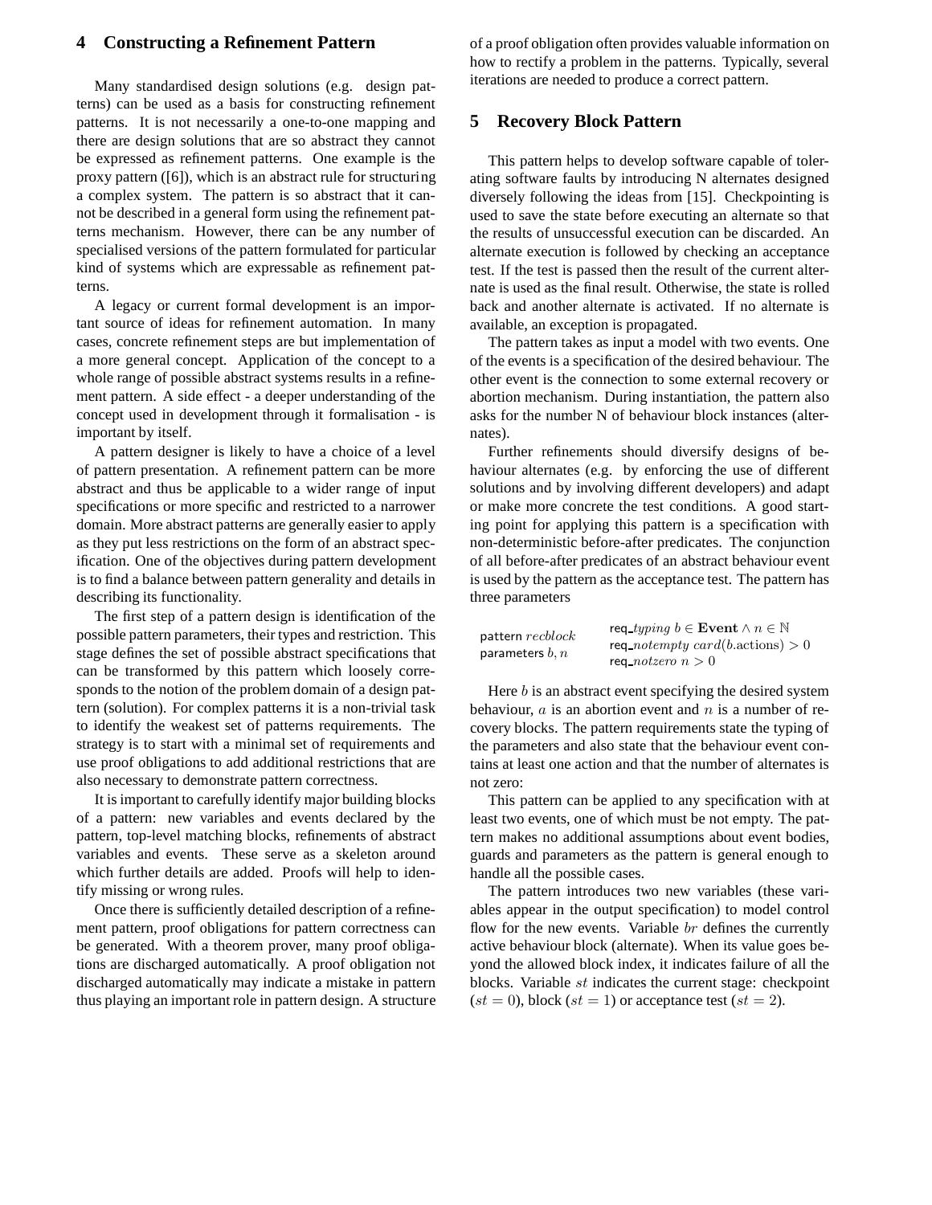## 4 Constructing a Refinement Pattern

Many standardised design solutions (e.g. design patterns) can be used as a basis for constructing refinement patterns. It is not necessarily a one-to-one mapping and there are design solutions that are so abstract they cannot be expressed as refinement patterns. One example is the proxy pattern ([6]), which is an abstract rule for structuring a complex system. The pattern is so abstract that it cannot be described in a general form using the refinement patterns mechanism. However, there can be any number of specialised versions of the pattern formulated for particular kind of systems which are expressable as refinement patterns.

A legacy or current formal development is an important source of ideas for refinement automation. In many cases, concrete refinement steps are but implementation of a more general concept. Application of the concept to a whole range of possible abstract systems results in a refinement pattern. A side effect - a deeper understanding of the concept used in development through it formalisation - is important by itself.

A pattern designer is likely to have a choice of a level of pattern presentation. A refinement pattern can be more abstract and thus be applicable to a wider range of input specifications or more specific and restricted to a narrower domain. More abstract patterns are generally easier to apply as they put less restrictions on the form of an abstract specification. One of the objectives during pattern development is to find a balance between pattern generality and details in describing its functionality.

The first step of a pattern design is identification of the possible pattern parameters, their types and restriction. This stage defines the set of possible abstract specifications that can be transformed by this pattern which loosely corresponds to the notion of the problem domain of a design pattern (solution). For complex patterns it is a non-trivial task to identify the weakest set of patterns requirements. The strategy is to start with a minimal set of requirements and use proof obligations to add additional restrictions that are also necessary to demonstrate pattern correctness.

It is important to carefully identify major building blocks of a pattern: new variables and events declared by the pattern, top-level matching blocks, refinements of abstract variables and events. These serve as a skeleton around which further details are added. Proofs will help to identify missing or wrong rules.

Once there is sufficiently detailed description of a refinement pattern, proof obligations for pattern correctness can be generated. With a theorem prover, many proof obligations are discharged automatically. A proof obligation not discharged automatically may indicate a mistake in pattern thus playing an important role in pattern design. A structure of a proof obligation often provides valuable information on how to rectify a problem in the patterns. Typically, several iterations are needed to produce a correct pattern.

## 5 Recovery Block Pattern

This pattern helps to develop software capable of tolerating software faults by introducing N alternates designed diversely following the ideas from [15]. Checkpointing is used to save the state before executing an alternate so that the results of unsuccessful execution can be discarded. An alternate execution is followed by checking an acceptance test. If the test is passed then the result of the current alternate is used as the final result. Otherwise, the state is rolled back and another alternate is activated. If no alternate is available, an exception is propagated.

The pattern takes as input a model with two events. One of the events is a specification of the desired behaviour. The other event is the connection to some external recovery or abortion mechanism. During instantiation, the pattern also asks for the number N of behaviour block instances (alternates).

Further refinements should diversify designs of behaviour alternates (e.g. by enforcing the use of different solutions and by involving different developers) and adapt or make more concrete the test conditions. A good starting point for applying this pattern is a specification with non-deterministic before-after predicates. The conjunction of all before-after predicates of an abstract behaviour event is used by the pattern as the acceptance test. The pattern has three parameters

pattern $recblock$
parameters $b, n$

req_$typing$ $b \in \mathbf{Event} \wedge n \in \mathbb{N}$
req_$notempty$ $card(b.\text{actions}) > 0$
req_$notzero$ $n > 0$

Here $b$ is an abstract event specifying the desired system behaviour, $a$ is an abortion event and $n$ is a number of recovery blocks. The pattern requirements state the typing of the parameters and also state that the behaviour event contains at least one action and that the number of alternates is not zero:

This pattern can be applied to any specification with at least two events, one of which must be not empty. The pattern makes no additional assumptions about event bodies, guards and parameters as the pattern is general enough to handle all the possible cases.

The pattern introduces two new variables (these variables appear in the output specification) to model control flow for the new events. Variable $br$ defines the currently active behaviour block (alternate). When its value goes beyond the allowed block index, it indicates failure of all the blocks. Variable $st$ indicates the current stage: checkpoint ($st = 0$), block ($st = 1$) or acceptance test ($st = 2$).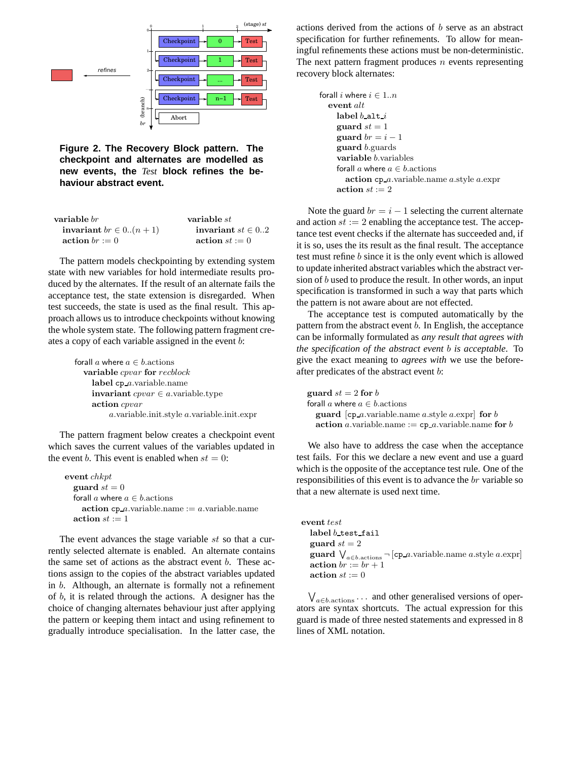**Figure 2. The Recovery Block pattern. The checkpoint and alternates are modelled as new events, the *Test* block refines the behaviour abstract event.**

```
variable br
  invariant br ∈ 0..(n + 1)
  action br := 0

variable st
  invariant st ∈ 0..2
  action st := 0
```

The pattern models checkpointing by extending system state with new variables for hold intermediate results produced by the alternates. If the result of an alternate fails the acceptance test, the state extension is disregarded. When test succeeds, the state is used as the final result. This approach allows us to introduce checkpoints without knowing the whole system state. The following pattern fragment creates a copy of each variable assigned in the event $b$:

```
forall a where a ∈ b.actions
  variable cpvar for recblock
    label cp_a.variable.name
    invariant cpvar ∈ a.variable.type
    action cpvar
        a.variable.init.style a.variable.init.expr
```

The pattern fragment below creates a checkpoint event which saves the current values of the variables updated in the event $b$. This event is enabled when $st = 0$:

```
event chkpt
  guard st = 0
  forall a where a ∈ b.actions
    action cp_a.variable.name := a.variable.name
  action st := 1
```

The event advances the stage variable $st$ so that a currently selected alternate is enabled. An alternate contains the same set of actions as the abstract event $b$. These actions assign to the copies of the abstract variables updated in $b$. Although, an alternate is formally not a refinement of $b$, it is related through the actions. A designer has the choice of changing alternates behaviour just after applying the pattern or keeping them intact and using refinement to gradually introduce specialisation. In the latter case, the actions derived from the actions of $b$ serve as an abstract specification for further refinements. To allow for meaningful refinements these actions must be non-deterministic. The next pattern fragment produces $n$ events representing recovery block alternates:

```
forall i where i ∈ 1..n
  event alt
    label b_alt_i
    guard st = 1
    guard br = i − 1
    guard b.guards
    variable b.variables
    forall a where a ∈ b.actions
      action cp_a.variable.name a.style a.expr
    action st := 2
```

Note the guard $br = i - 1$ selecting the current alternate and action $st := 2$ enabling the acceptance test. The acceptance test event checks if the alternate has succeeded and, if it is so, uses the its result as the final result. The acceptance test must refine $b$ since it is the only event which is allowed to update inherited abstract variables which the abstract version of $b$ used to produce the result. In other words, an input specification is transformed in such a way that parts which the pattern is not aware about are not effected.

The acceptance test is computed automatically by the pattern from the abstract event $b$. In English, the acceptance can be informally formulated as *any result that agrees with the specification of the abstract event* $b$ *is acceptable*. To give the exact meaning to *agrees with* we use the before-after predicates of the abstract event $b$:

```
guard st = 2 for b
forall a where a ∈ b.actions
  guard [cp_a.variable.name a.style a.expr] for b
  action a.variable.name := cp_a.variable.name for b
```

We also have to address the case when the acceptance test fails. For this we declare a new event and use a guard which is the opposite of the acceptance test rule. One of the responsibilities of this event is to advance the $br$ variable so that a new alternate is used next time.

```
event test
  label b_test_fail
  guard st = 2
  guard ⋁_{a∈b.actions} ¬ [cp_a.variable.name a.style a.expr]
  action br := br + 1
  action st := 0
```

$\bigvee_{a \in b.\text{actions}} \ldots$ and other generalised versions of operators are syntax shortcuts. The actual expression for this guard is made of three nested statements and expressed in 8 lines of XML notation.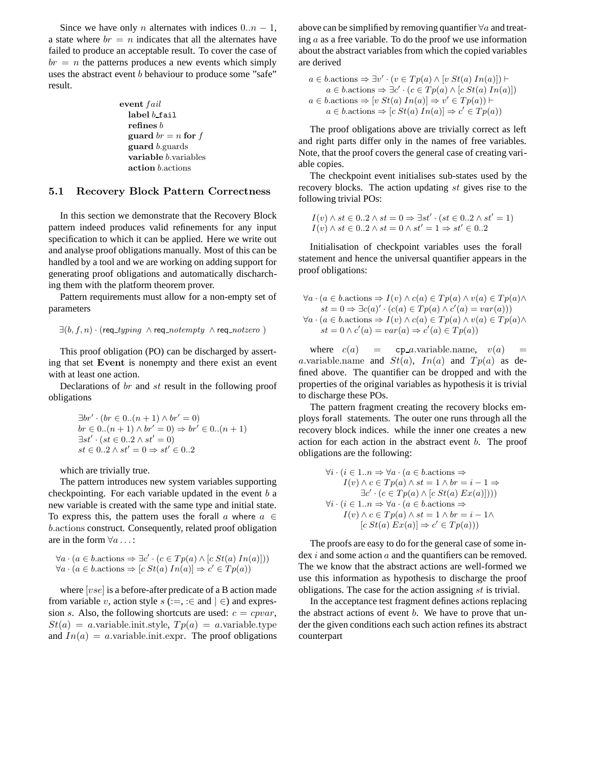Since we have only $n$ alternates with indices $0..n-1$, a state where $br = n$ indicates that all the alternates have failed to produce an acceptable result. To cover the case of $br = n$ the patterns produces a new events which simply uses the abstract event $b$ behaviour to produce some "safe" result.

> **event** $fail$
> **label** $b$_fail
> **refines** $b$
> **guard** $br = n$ **for** $f$
> **guard** $b$.guards
> **variable** $b$.variables
> **action** $b$.actions

## 5.1 Recovery Block Pattern Correctness

In this section we demonstrate that the Recovery Block pattern indeed produces valid refinements for any input specification to which it can be applied. Here we write out and analyse proof obligations manually. Most of this can be handled by a tool and we are working on adding support for generating proof obligations and automatically discharching them with the platform theorem prover.

Pattern requirements must allow for a non-empty set of parameters

$$\exists (b, f, n) \cdot (\mathsf{req}\_typing \;\wedge \mathsf{req}\_notempty \;\wedge \mathsf{req}\_notzero\;)$$

This proof obligation (PO) can be discharged by asserting that set **Event** is nonempty and there exist an event with at least one action.

Declarations of $br$ and $st$ result in the following proof obligations

$$\exists br' \cdot (br \in 0..(n+1) \wedge br' = 0)$$
$$br \in 0..(n+1) \wedge br' = 0) \Rightarrow br' \in 0..(n+1)$$
$$\exists st' \cdot (st \in 0..2 \wedge st' = 0)$$
$$st \in 0..2 \wedge st' = 0 \Rightarrow st' \in 0..2$$

which are trivially true.

The pattern introduces new system variables supporting checkpointing. For each variable updated in the event $b$ a new variable is created with the same type and initial state. To express this, the pattern uses the forall $a$ where $a \in b$.actions construct. Consequently, related proof obligation are in the form $\forall a \ldots$:

$$\forall a \cdot (a \in b.\text{actions} \Rightarrow \exists c' \cdot (c \in Tp(a) \wedge [c\; St(a)\; In(a)]))$$
$$\forall a \cdot (a \in b.\text{actions} \Rightarrow [c\; St(a)\; In(a)] \Rightarrow c' \in Tp(a))$$

where $[vse]$ is a before-after predicate of a B action made from variable $v$, action style $s$ ($:=$, $:\in$ and $\mid \in$) and expression $s$. Also, the following shortcuts are used: $c = cpvar$, $St(a) = a$.variable.init.style, $Tp(a) = a$.variable.type and $In(a) = a$.variable.init.expr. The proof obligations above can be simplified by removing quantifier $\forall a$ and treating $a$ as a free variable. To do the proof we use information about the abstract variables from which the copied variables are derived

$$a \in b.\text{actions} \Rightarrow \exists v' \cdot (v \in Tp(a) \wedge [v\; St(a)\; In(a)]) \vdash$$
$$a \in b.\text{actions} \Rightarrow \exists c' \cdot (c \in Tp(a) \wedge [c\; St(a)\; In(a)])$$
$$a \in b.\text{actions} \Rightarrow [v\; St(a)\; In(a)] \Rightarrow v' \in Tp(a)) \vdash$$
$$a \in b.\text{actions} \Rightarrow [c\; St(a)\; In(a)] \Rightarrow c' \in Tp(a))$$

The proof obligations above are trivially correct as left and right parts differ only in the names of free variables. Note, that the proof covers the general case of creating variable copies.

The checkpoint event initialises sub-states used by the recovery blocks. The action updating $st$ gives rise to the following trivial POs:

$$I(v) \wedge st \in 0..2 \wedge st = 0 \Rightarrow \exists st' \cdot (st \in 0..2 \wedge st' = 1)$$
$$I(v) \wedge st \in 0..2 \wedge st = 0 \wedge st' = 1 \Rightarrow st' \in 0..2$$

Initialisation of checkpoint variables uses the forall statement and hence the universal quantifier appears in the proof obligations:

$$\forall a \cdot (a \in b.\text{actions} \Rightarrow I(v) \wedge c(a) \in Tp(a) \wedge v(a) \in Tp(a) \wedge$$
$$st = 0 \Rightarrow \exists c(a)' \cdot (c(a) \in Tp(a) \wedge c'(a) = var(a)))$$
$$\forall a \cdot (a \in b.\text{actions} \Rightarrow I(v) \wedge c(a) \in Tp(a) \wedge v(a) \in Tp(a) \wedge$$
$$st = 0 \wedge c'(a) = var(a) \Rightarrow c'(a) \in Tp(a))$$

where $c(a) = \mathtt{cp\_}a$.variable.name, $v(a) = a$.variable.name and $St(a)$, $In(a)$ and $Tp(a)$ as defined above. The quantifier can be dropped and with the properties of the original variables as hypothesis it is trivial to discharge these POs.

The pattern fragment creating the recovery blocks employs forall statements. The outer one runs through all the recovery block indices. while the inner one creates a new action for each action in the abstract event $b$. The proof obligations are the following:

$$\forall i \cdot (i \in 1..n \Rightarrow \forall a \cdot (a \in b.\text{actions} \Rightarrow$$
$$I(v) \wedge c \in Tp(a) \wedge st = 1 \wedge br = i-1 \Rightarrow$$
$$\exists c' \cdot (c \in Tp(a) \wedge [c\; St(a)\; Ex(a)])))$$
$$\forall i \cdot (i \in 1..n \Rightarrow \forall a \cdot (a \in b.\text{actions} \Rightarrow$$
$$I(v) \wedge c \in Tp(a) \wedge st = 1 \wedge br = i-1 \wedge$$
$$[c\; St(a)\; Ex(a)] \Rightarrow c' \in Tp(a)))$$

The proofs are easy to do for the general case of some index $i$ and some action $a$ and the quantifiers can be removed. The we know that the abstract actions are well-formed we use this information as hypothesis to discharge the proof obligations. The case for the action assigning $st$ is trivial.

In the acceptance test fragment defines actions replacing the abstract actions of event $b$. We have to prove that under the given conditions each such action refines its abstract counterpart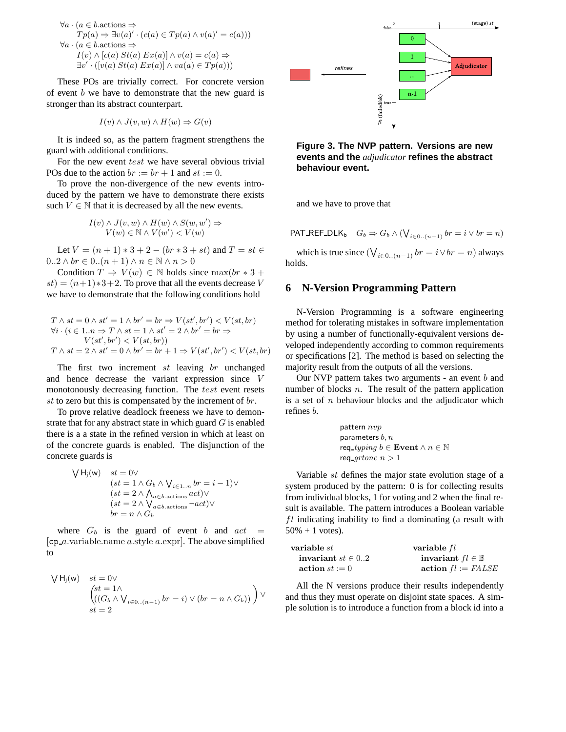$$\forall a \cdot (a \in b.\text{actions} \Rightarrow$$
$$Tp(a) \Rightarrow \exists v(a)' \cdot (c(a) \in Tp(a) \wedge v(a)' = c(a)))$$
$$\forall a \cdot (a \in b.\text{actions} \Rightarrow$$
$$I(v) \wedge [c(a)\ St(a)\ Ex(a)] \wedge v(a) = c(a) \Rightarrow$$
$$\exists v' \cdot ([v(a)\ St(a)\ Ex(a)] \wedge va(a) \in Tp(a)))$$

These POs are trivially correct. For concrete version of event $b$ we have to demonstrate that the new guard is stronger than its abstract counterpart.

$$I(v) \wedge J(v, w) \wedge H(w) \Rightarrow G(v)$$

It is indeed so, as the pattern fragment strengthens the guard with additional conditions.

For the new event $test$ we have several obvious trivial POs due to the action $br := br + 1$ and $st := 0$.

To prove the non-divergence of the new events introduced by the pattern we have to demonstrate there exists such $V \in \mathbb{N}$ that it is decreased by all the new events.

$$I(v) \wedge J(v, w) \wedge H(w) \wedge S(w, w') \Rightarrow$$
$$V(w) \in \mathbb{N} \wedge V(w') < V(w)$$

Let $V = (n + 1) * 3 + 2 - (br * 3 + st)$ and $T = st \in 0..2 \wedge br \in 0..(n + 1) \wedge n \in \mathbb{N} \wedge n > 0$

Condition $T \Rightarrow V(w) \in \mathbb{N}$ holds since $\max(br * 3 + st) = (n+1)*3+2$. To prove that all the events decrease $V$ we have to demonstrate that the following conditions hold

$$T \wedge st = 0 \wedge st' = 1 \wedge br' = br \Rightarrow V(st', br') < V(st, br)$$
$$\forall i \cdot (i \in 1..n \Rightarrow T \wedge st = 1 \wedge st' = 2 \wedge br' = br \Rightarrow$$
$$V(st', br') < V(st, br))$$
$$T \wedge st = 2 \wedge st' = 0 \wedge br' = br + 1 \Rightarrow V(st', br') < V(st, br)$$

The first two increment $st$ leaving $br$ unchanged and hence decrease the variant expression since $V$ monotonously decreasing function. The $test$ event resets $st$ to zero but this is compensated by the increment of $br$.

To prove relative deadlock freeness we have to demonstrate that for any abstract state in which guard $G$ is enabled there is a a state in the refined version in which at least on of the concrete guards is enabled. The disjunction of the concrete guards is

$$\bigvee \mathsf{H_j(w)} \quad \begin{array}{l} st = 0 \vee \\ (st = 1 \wedge G_b \wedge \bigvee_{i \in 1..n} br = i - 1) \vee \\ (st = 2 \wedge \bigwedge_{a \in b.\text{actions}} act) \vee \\ (st = 2 \wedge \bigvee_{a \in b.\text{actions}} \neg act) \vee \\ br = n \wedge G_b \end{array}$$

where $G_b$ is the guard of event $b$ and $act = [\mathsf{cp\_}a.\text{variable.name}\ a.\text{style}\ a.\text{expr}]$. The above simplified to

$$\bigvee \mathsf{H_j(w)} \quad \begin{array}{l} st = 0 \vee \\ \left( \begin{array}{l} st = 1 \wedge \\ ((G_b \wedge \bigvee_{i \in 0..(n-1)} br = i) \vee (br = n \wedge G_b)) \end{array} \right) \vee \\ st = 2 \end{array}$$

**Figure 3. The NVP pattern. Versions are new events and the *adjudicator* refines the abstract behaviour event.**

and we have to prove that

$$\mathsf{PAT\_REF\_DLK_b} \quad G_b \Rightarrow G_b \wedge (\bigvee_{i \in 0..(n-1)} br = i \vee br = n)$$

which is true since $(\bigvee_{i \in 0..(n-1)} br = i \vee br = n)$ always holds.

## 6 N-Version Programming Pattern

N-Version Programming is a software engineering method for tolerating mistakes in software implementation by using a number of functionally-equivalent versions developed independently according to common requirements or specifications [2]. The method is based on selecting the majority result from the outputs of all the versions.

Our NVP pattern takes two arguments - an event $b$ and number of blocks $n$. The result of the pattern application is a set of $n$ behaviour blocks and the adjudicator which refines $b$.

pattern $nvp$
parameters $b, n$
req_$typing$ $b \in \textbf{Event} \wedge n \in \mathbb{N}$
req_$grtone$ $n > 1$

Variable $st$ defines the major state evolution stage of a system produced by the pattern: 0 is for collecting results from individual blocks, 1 for voting and 2 when the final result is available. The pattern introduces a Boolean variable $fl$ indicating inability to find a dominating (a result with 50% + 1 votes).

**variable** $st$
  **invariant** $st \in 0..2$
  **action** $st := 0$

**variable** $fl$
  **invariant** $fl \in \mathbb{B}$
  **action** $fl := FALSE$

All the N versions produce their results independently and thus they must operate on disjoint state spaces. A simple solution is to introduce a function from a block id into a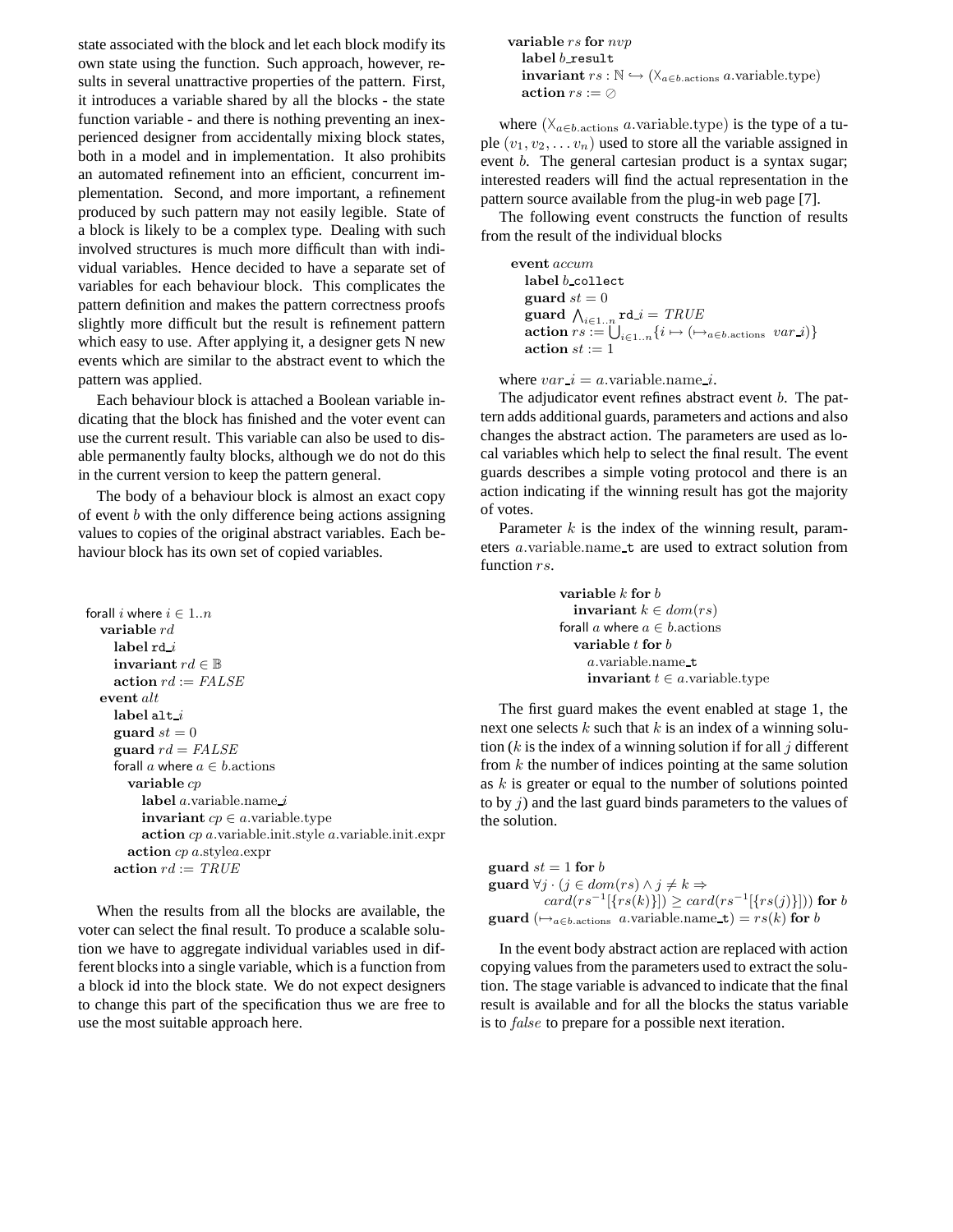state associated with the block and let each block modify its own state using the function. Such approach, however, results in several unattractive properties of the pattern. First, it introduces a variable shared by all the blocks - the state function variable - and there is nothing preventing an inexperienced designer from accidentally mixing block states, both in a model and in implementation. It also prohibits an automated refinement into an efficient, concurrent implementation. Second, and more important, a refinement produced by such pattern may not easily legible. State of a block is likely to be a complex type. Dealing with such involved structures is much more difficult than with individual variables. Hence decided to have a separate set of variables for each behaviour block. This complicates the pattern definition and makes the pattern correctness proofs slightly more difficult but the result is refinement pattern which easy to use. After applying it, a designer gets N new events which are similar to the abstract event to which the pattern was applied.

Each behaviour block is attached a Boolean variable indicating that the block has finished and the voter event can use the current result. This variable can also be used to disable permanently faulty blocks, although we do not do this in the current version to keep the pattern general.

The body of a behaviour block is almost an exact copy of event $b$ with the only difference being actions assigning values to copies of the original abstract variables. Each behaviour block has its own set of copied variables.

```
forall i where i ∈ 1..n
  variable rd
    label rd_i
    invariant rd ∈ 𝔹
    action rd := FALSE
  event alt
    label alt_i
    guard st = 0
    guard rd = FALSE
    forall a where a ∈ b.actions
      variable cp
        label a.variable.name_i
        invariant cp ∈ a.variable.type
        action cp a.variable.init.style a.variable.init.expr
      action cp a.stylea.expr
    action rd := TRUE
```

When the results from all the blocks are available, the voter can select the final result. To produce a scalable solution we have to aggregate individual variables used in different blocks into a single variable, which is a function from a block id into the block state. We do not expect designers to change this part of the specification thus we are free to use the most suitable approach here.

```
variable rs for nvp
  label b_result
  invariant rs : ℕ ↪ (X_{a∈b.actions} a.variable.type)
  action rs := ∅
```

where $(\times_{a \in b.\text{actions}}\ a.\text{variable.type})$ is the type of a tuple $(v_1, v_2, \ldots v_n)$ used to store all the variable assigned in event $b$. The general cartesian product is a syntax sugar; interested readers will find the actual representation in the pattern source available from the plug-in web page [7].

The following event constructs the function of results from the result of the individual blocks

```
event accum
  label b_collect
  guard st = 0
  guard ⋀_{i∈1..n} rd_i = TRUE
  action rs := ⋃_{i∈1..n} {i ↦ (↦_{a∈b.actions} var_i)}
  action st := 1
```

where $var\_i = a.\text{variable.name\_}i$.

The adjudicator event refines abstract event $b$. The pattern adds additional guards, parameters and actions and also changes the abstract action. The parameters are used as local variables which help to select the final result. The event guards describes a simple voting protocol and there is an action indicating if the winning result has got the majority of votes.

Parameter $k$ is the index of the winning result, parameters $a.\text{variable.name\_t}$ are used to extract solution from function $rs$.

```
variable k for b
  invariant k ∈ dom(rs)
forall a where a ∈ b.actions
  variable t for b
    a.variable.name_t
    invariant t ∈ a.variable.type
```

The first guard makes the event enabled at stage 1, the next one selects $k$ such that $k$ is an index of a winning solution ($k$ is the index of a winning solution if for all $j$ different from $k$ the number of indices pointing at the same solution as $k$ is greater or equal to the number of solutions pointed to by $j$) and the last guard binds parameters to the values of the solution.

```
guard st = 1 for b
guard ∀j · (j ∈ dom(rs) ∧ j ≠ k ⇒
      card(rs⁻¹[{rs(k)}]) ≥ card(rs⁻¹[{rs(j)}])) for b
guard (↦_{a∈b.actions} a.variable.name_t) = rs(k) for b
```

In the event body abstract action are replaced with action copying values from the parameters used to extract the solution. The stage variable is advanced to indicate that the final result is available and for all the blocks the status variable is to *false* to prepare for a possible next iteration.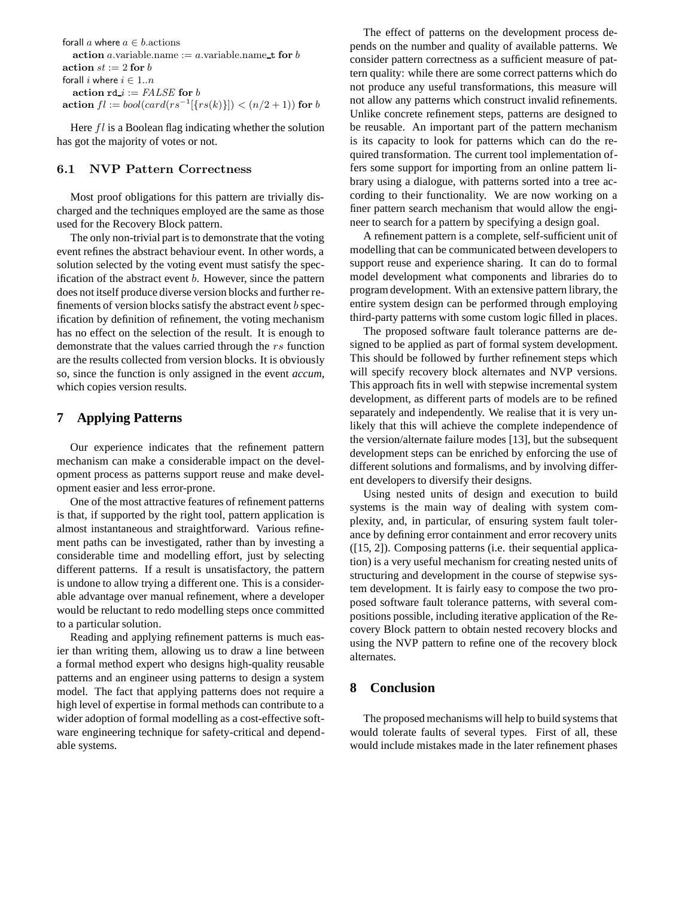forall $a$ where $a \in b$.actions
  **action** $a$.variable.name := $a$.variable.name_t **for** $b$
**action** $st := 2$ **for** $b$
forall $i$ where $i \in 1..n$
  **action** rd_$i$ := $FALSE$ **for** $b$
**action** $fl := bool(card(rs^{-1}[\{rs(k)\}]) < (n/2+1))$ **for** $b$

Here $fl$ is a Boolean flag indicating whether the solution has got the majority of votes or not.

### 6.1 NVP Pattern Correctness

Most proof obligations for this pattern are trivially discharged and the techniques employed are the same as those used for the Recovery Block pattern.

The only non-trivial part is to demonstrate that the voting event refines the abstract behaviour event. In other words, a solution selected by the voting event must satisfy the specification of the abstract event $b$. However, since the pattern does not itself produce diverse version blocks and further refinements of version blocks satisfy the abstract event $b$ specification by definition of refinement, the voting mechanism has no effect on the selection of the result. It is enough to demonstrate that the values carried through the $rs$ function are the results collected from version blocks. It is obviously so, since the function is only assigned in the event *accum*, which copies version results.

## 7 Applying Patterns

Our experience indicates that the refinement pattern mechanism can make a considerable impact on the development process as patterns support reuse and make development easier and less error-prone.

One of the most attractive features of refinement patterns is that, if supported by the right tool, pattern application is almost instantaneous and straightforward. Various refinement paths can be investigated, rather than by investing a considerable time and modelling effort, just by selecting different patterns. If a result is unsatisfactory, the pattern is undone to allow trying a different one. This is a considerable advantage over manual refinement, where a developer would be reluctant to redo modelling steps once committed to a particular solution.

Reading and applying refinement patterns is much easier than writing them, allowing us to draw a line between a formal method expert who designs high-quality reusable patterns and an engineer using patterns to design a system model. The fact that applying patterns does not require a high level of expertise in formal methods can contribute to a wider adoption of formal modelling as a cost-effective software engineering technique for safety-critical and dependable systems.

The effect of patterns on the development process depends on the number and quality of available patterns. We consider pattern correctness as a sufficient measure of pattern quality: while there are some correct patterns which do not produce any useful transformations, this measure will not allow any patterns which construct invalid refinements. Unlike concrete refinement steps, patterns are designed to be reusable. An important part of the pattern mechanism is its capacity to look for patterns which can do the required transformation. The current tool implementation offers some support for importing from an online pattern library using a dialogue, with patterns sorted into a tree according to their functionality. We are now working on a finer pattern search mechanism that would allow the engineer to search for a pattern by specifying a design goal.

A refinement pattern is a complete, self-sufficient unit of modelling that can be communicated between developers to support reuse and experience sharing. It can do to formal model development what components and libraries do to program development. With an extensive pattern library, the entire system design can be performed through employing third-party patterns with some custom logic filled in places.

The proposed software fault tolerance patterns are designed to be applied as part of formal system development. This should be followed by further refinement steps which will specify recovery block alternates and NVP versions. This approach fits in well with stepwise incremental system development, as different parts of models are to be refined separately and independently. We realise that it is very unlikely that this will achieve the complete independence of the version/alternate failure modes [13], but the subsequent development steps can be enriched by enforcing the use of different solutions and formalisms, and by involving different developers to diversify their designs.

Using nested units of design and execution to build systems is the main way of dealing with system complexity, and, in particular, of ensuring system fault tolerance by defining error containment and error recovery units ([15, 2]). Composing patterns (i.e. their sequential application) is a very useful mechanism for creating nested units of structuring and development in the course of stepwise system development. It is fairly easy to compose the two proposed software fault tolerance patterns, with several compositions possible, including iterative application of the Recovery Block pattern to obtain nested recovery blocks and using the NVP pattern to refine one of the recovery block alternates.

## 8 Conclusion

The proposed mechanisms will help to build systems that would tolerate faults of several types. First of all, these would include mistakes made in the later refinement phases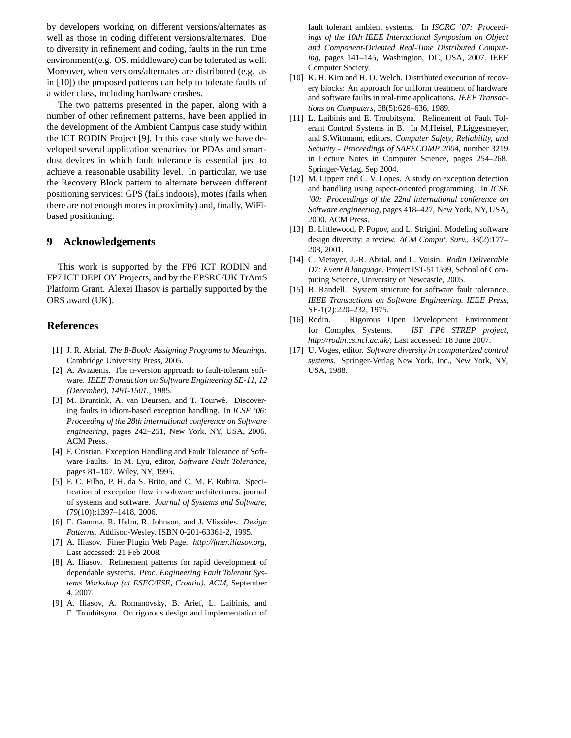by developers working on different versions/alternates as well as those in coding different versions/alternates. Due to diversity in refinement and coding, faults in the run time environment (e.g. OS, middleware) can be tolerated as well. Moreover, when versions/alternates are distributed (e.g. as in [10]) the proposed patterns can help to tolerate faults of a wider class, including hardware crashes.

The two patterns presented in the paper, along with a number of other refinement patterns, have been applied in the development of the Ambient Campus case study within the ICT RODIN Project [9]. In this case study we have developed several application scenarios for PDAs and smartdust devices in which fault tolerance is essential just to achieve a reasonable usability level. In particular, we use the Recovery Block pattern to alternate between different positioning services: GPS (fails indoors), motes (fails when there are not enough motes in proximity) and, finally, WiFi-based positioning.

## 9 Acknowledgements

This work is supported by the FP6 ICT RODIN and FP7 ICT DEPLOY Projects, and by the EPSRC/UK TrAmS Platform Grant. Alexei Iliasov is partially supported by the ORS award (UK).

## References

[1] J. R. Abrial. *The B-Book: Assigning Programs to Meanings.* Cambridge University Press, 2005.

[2] A. Avizienis. The n-version approach to fault-tolerant software. *IEEE Transaction on Software Engineering SE-11, 12 (December), 1491-1501.*, 1985.

[3] M. Bruntink, A. van Deursen, and T. Tourwé. Discovering faults in idiom-based exception handling. In *ICSE '06: Proceeding of the 28th international conference on Software engineering*, pages 242–251, New York, NY, USA, 2006. ACM Press.

[4] F. Cristian. Exception Handling and Fault Tolerance of Software Faults. In M. Lyu, editor, *Software Fault Tolerance*, pages 81–107. Wiley, NY, 1995.

[5] F. C. Filho, P. H. da S. Brito, and C. M. F. Rubira. Specification of exception flow in software architectures. journal of systems and software. *Journal of Systems and Software*, (79(10)):1397–1418, 2006.

[6] E. Gamma, R. Helm, R. Johnson, and J. Vlissides. *Design Patterns*. Addison-Wesley. ISBN 0-201-63361-2, 1995.

[7] A. Iliasov. Finer Plugin Web Page. *http://finer.iliasov.org*, Last accessed: 21 Feb 2008.

[8] A. Iliasov. Refinement patterns for rapid development of dependable systems. *Proc. Engineering Fault Tolerant Systems Workshop (at ESEC/FSE, Croatia), ACM*, September 4, 2007.

[9] A. Iliasov, A. Romanovsky, B. Arief, L. Laibinis, and E. Troubitsyna. On rigorous design and implementation of fault tolerant ambient systems. In *ISORC '07: Proceedings of the 10th IEEE International Symposium on Object and Component-Oriented Real-Time Distributed Computing*, pages 141–145, Washington, DC, USA, 2007. IEEE Computer Society.

[10] K. H. Kim and H. O. Welch. Distributed execution of recovery blocks: An approach for uniform treatment of hardware and software faults in real-time applications. *IEEE Transactions on Computers*, 38(5):626–636, 1989.

[11] L. Laibinis and E. Troubitsyna. Refinement of Fault Tolerant Control Systems in B. In M.Heisel, P.Liggesmeyer, and S.Wittmann, editors, *Computer Safety, Reliability, and Security - Proceedings of SAFECOMP 2004*, number 3219 in Lecture Notes in Computer Science, pages 254–268. Springer-Verlag, Sep 2004.

[12] M. Lippert and C. V. Lopes. A study on exception detection and handling using aspect-oriented programming. In *ICSE '00: Proceedings of the 22nd international conference on Software engineering*, pages 418–427, New York, NY, USA, 2000. ACM Press.

[13] B. Littlewood, P. Popov, and L. Strigini. Modeling software design diversity: a review. *ACM Comput. Surv.*, 33(2):177–208, 2001.

[14] C. Metayer, J.-R. Abrial, and L. Voisin. *Rodin Deliverable D7: Event B language.* Project IST-511599, School of Computing Science, University of Newcastle, 2005.

[15] B. Randell. System structure for software fault tolerance. *IEEE Transactions on Software Engineering. IEEE Press*, SE-1(2):220–232, 1975.

[16] Rodin. Rigorous Open Development Environment for Complex Systems. *IST FP6 STREP project, http://rodin.cs.ncl.ac.uk/*, Last accessed: 18 June 2007.

[17] U. Voges, editor. *Software diversity in computerized control systems*. Springer-Verlag New York, Inc., New York, NY, USA, 1988.